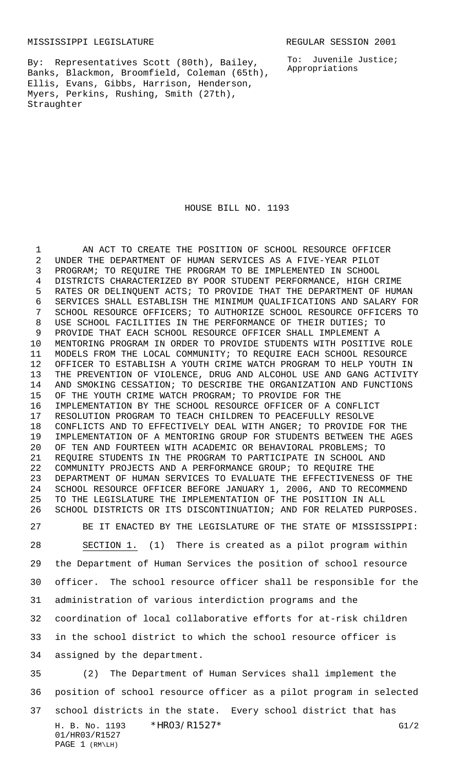MISSISSIPPI LEGISLATURE

REGULAR SESSION 2001

By: Representatives Scott (80th), Bailey, Banks, Blackmon, Broomfield, Coleman (65th), Ellis, Evans, Gibbs, Harrison, Henderson, Myers, Perkins, Rushing, Smith (27th), Straughter

To: Juvenile Justice; Appropriations

# HOUSE BILL NO. 1193

AN ACT TO CREATE THE POSITION OF SCHOOL RESOURCE OFFICER UNDER THE DEPARTMENT OF HUMAN SERVICES AS A FIVE-YEAR PILOT PROGRAM; TO REQUIRE THE PROGRAM TO BE IMPLEMENTED IN SCHOOL DISTRICTS CHARACTERIZED BY POOR STUDENT PERFORMANCE, HIGH CRIME RATES OR DELINQUENT ACTS; TO PROVIDE THAT THE DEPARTMENT OF HUMAN SERVICES SHALL ESTABLISH THE MINIMUM QUALIFICATIONS AND SALARY FOR SCHOOL RESOURCE OFFICERS; TO AUTHORIZE SCHOOL RESOURCE OFFICERS TO USE SCHOOL FACILITIES IN THE PERFORMANCE OF THEIR DUTIES; TO PROVIDE THAT EACH SCHOOL RESOURCE OFFICER SHALL IMPLEMENT A MENTORING PROGRAM IN ORDER TO PROVIDE STUDENTS WITH POSITIVE ROLE MODELS FROM THE LOCAL COMMUNITY; TO REQUIRE EACH SCHOOL RESOURCE OFFICER TO ESTABLISH A YOUTH CRIME WATCH PROGRAM TO HELP YOUTH IN THE PREVENTION OF VIOLENCE, DRUG AND ALCOHOL USE AND GANG ACTIVITY AND SMOKING CESSATION; TO DESCRIBE THE ORGANIZATION AND FUNCTIONS OF THE YOUTH CRIME WATCH PROGRAM; TO PROVIDE FOR THE IMPLEMENTATION BY THE SCHOOL RESOURCE OFFICER OF A CONFLICT RESOLUTION PROGRAM TO TEACH CHILDREN TO PEACEFULLY RESOLVE CONFLICTS AND TO EFFECTIVELY DEAL WITH ANGER; TO PROVIDE FOR THE IMPLEMENTATION OF A MENTORING GROUP FOR STUDENTS BETWEEN THE AGES OF TEN AND FOURTEEN WITH ACADEMIC OR BEHAVIORAL PROBLEMS; TO REQUIRE STUDENTS IN THE PROGRAM TO PARTICIPATE IN SCHOOL AND COMMUNITY PROJECTS AND A PERFORMANCE GROUP; TO REQUIRE THE DEPARTMENT OF HUMAN SERVICES TO EVALUATE THE EFFECTIVENESS OF THE SCHOOL RESOURCE OFFICER BEFORE JANUARY 1, 2006, AND TO RECOMMEND TO THE LEGISLATURE THE IMPLEMENTATION OF THE POSITION IN ALL SCHOOL DISTRICTS OR ITS DISCONTINUATION; AND FOR RELATED PURPOSES.

BE IT ENACTED BY THE LEGISLATURE OF THE STATE OF MISSISSIPPI:

SECTION 1. (1) There is created as a pilot program within the Department of Human Services the position of school resource officer. The school resource officer shall be responsible for the administration of various interdiction programs and the coordination of local collaborative efforts for at-risk children in the school district to which the school resource officer is assigned by the department.

(2) The Department of Human Services shall implement the position of school resource officer as a pilot program in selected school districts in the state. Every school district that has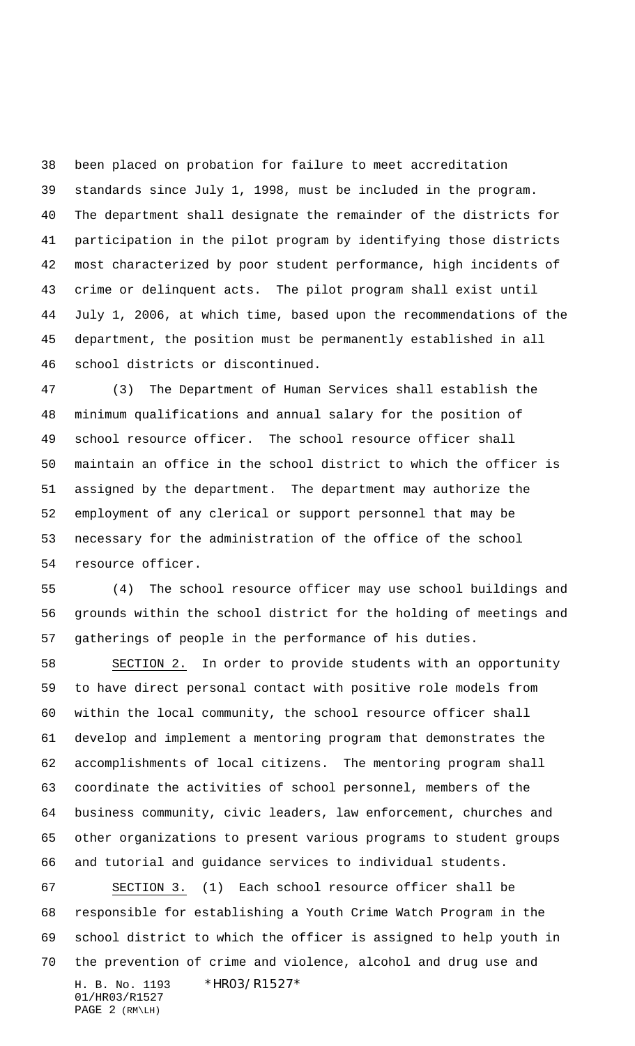been placed on probation for failure to meet accreditation standards since July 1, 1998, must be included in the program. The department shall designate the remainder of the districts for participation in the pilot program by identifying those districts most characterized by poor student performance, high incidents of crime or delinquent acts. The pilot program shall exist until July 1, 2006, at which time, based upon the recommendations of the department, the position must be permanently established in all school districts or discontinued.

(3) The Department of Human Services shall establish the minimum qualifications and annual salary for the position of school resource officer. The school resource officer shall maintain an office in the school district to which the officer is assigned by the department. The department may authorize the employment of any clerical or support personnel that may be necessary for the administration of the office of the school resource officer.

(4) The school resource officer may use school buildings and grounds within the school district for the holding of meetings and gatherings of people in the performance of his duties.

SECTION 2. In order to provide students with an opportunity to have direct personal contact with positive role models from within the local community, the school resource officer shall develop and implement a mentoring program that demonstrates the accomplishments of local citizens. The mentoring program shall coordinate the activities of school personnel, members of the business community, civic leaders, law enforcement, churches and other organizations to present various programs to student groups and tutorial and guidance services to individual students.

SECTION 3. (1) Each school resource officer shall be responsible for establishing a Youth Crime Watch Program in the school district to which the officer is assigned to help youth in the prevention of crime and violence, alcohol and drug use and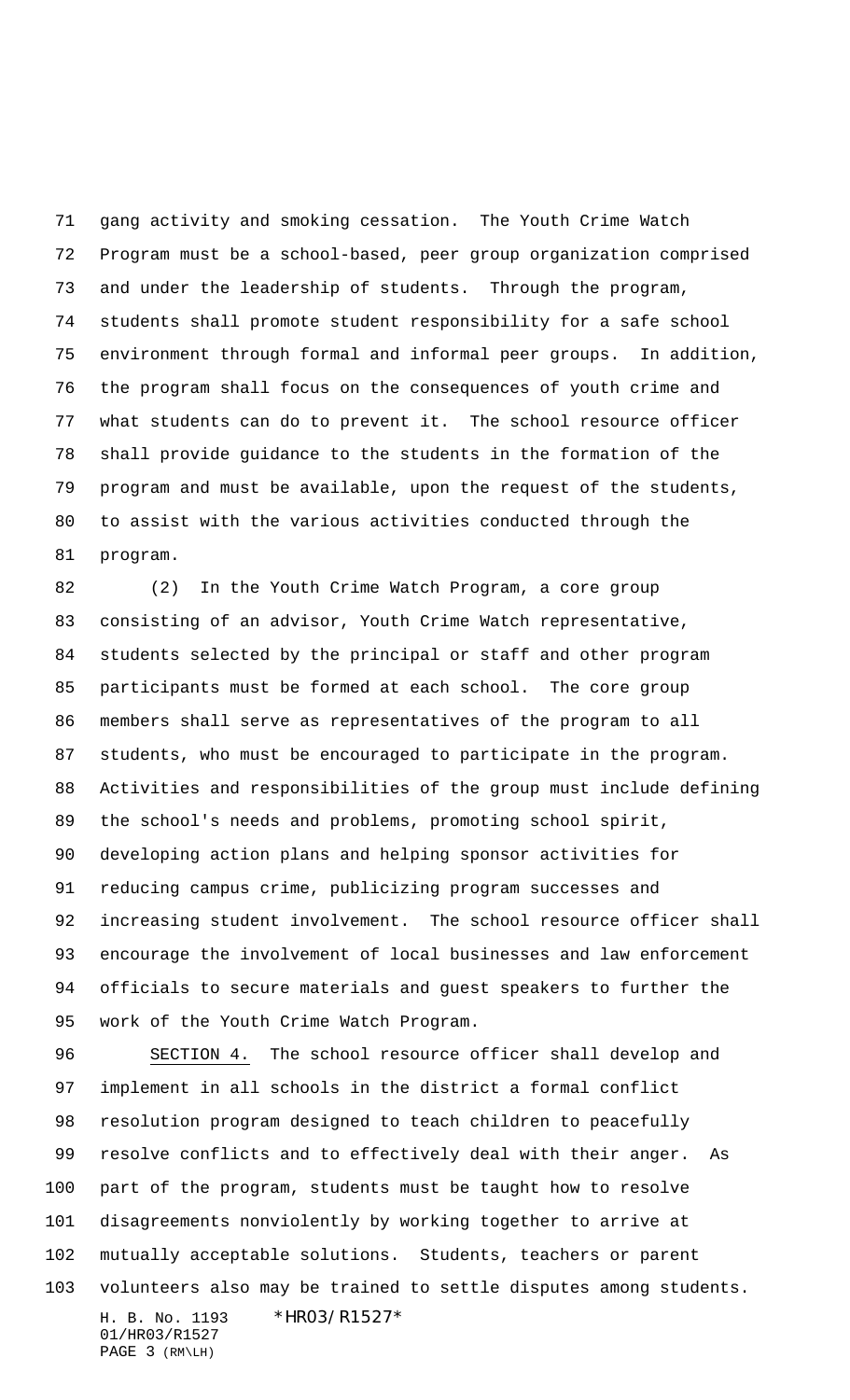gang activity and smoking cessation. The Youth Crime Watch Program must be a school-based, peer group organization comprised and under the leadership of students. Through the program, students shall promote student responsibility for a safe school environment through formal and informal peer groups. In addition, the program shall focus on the consequences of youth crime and what students can do to prevent it. The school resource officer shall provide guidance to the students in the formation of the program and must be available, upon the request of the students, to assist with the various activities conducted through the program.

(2) In the Youth Crime Watch Program, a core group consisting of an advisor, Youth Crime Watch representative, students selected by the principal or staff and other program participants must be formed at each school. The core group members shall serve as representatives of the program to all students, who must be encouraged to participate in the program. Activities and responsibilities of the group must include defining the school's needs and problems, promoting school spirit, developing action plans and helping sponsor activities for reducing campus crime, publicizing program successes and increasing student involvement. The school resource officer shall encourage the involvement of local businesses and law enforcement officials to secure materials and guest speakers to further the work of the Youth Crime Watch Program.

SECTION 4. The school resource officer shall develop and implement in all schools in the district a formal conflict resolution program designed to teach children to peacefully resolve conflicts and to effectively deal with their anger. As part of the program, students must be taught how to resolve disagreements nonviolently by working together to arrive at mutually acceptable solutions. Students, teachers or parent volunteers also may be trained to settle disputes among students.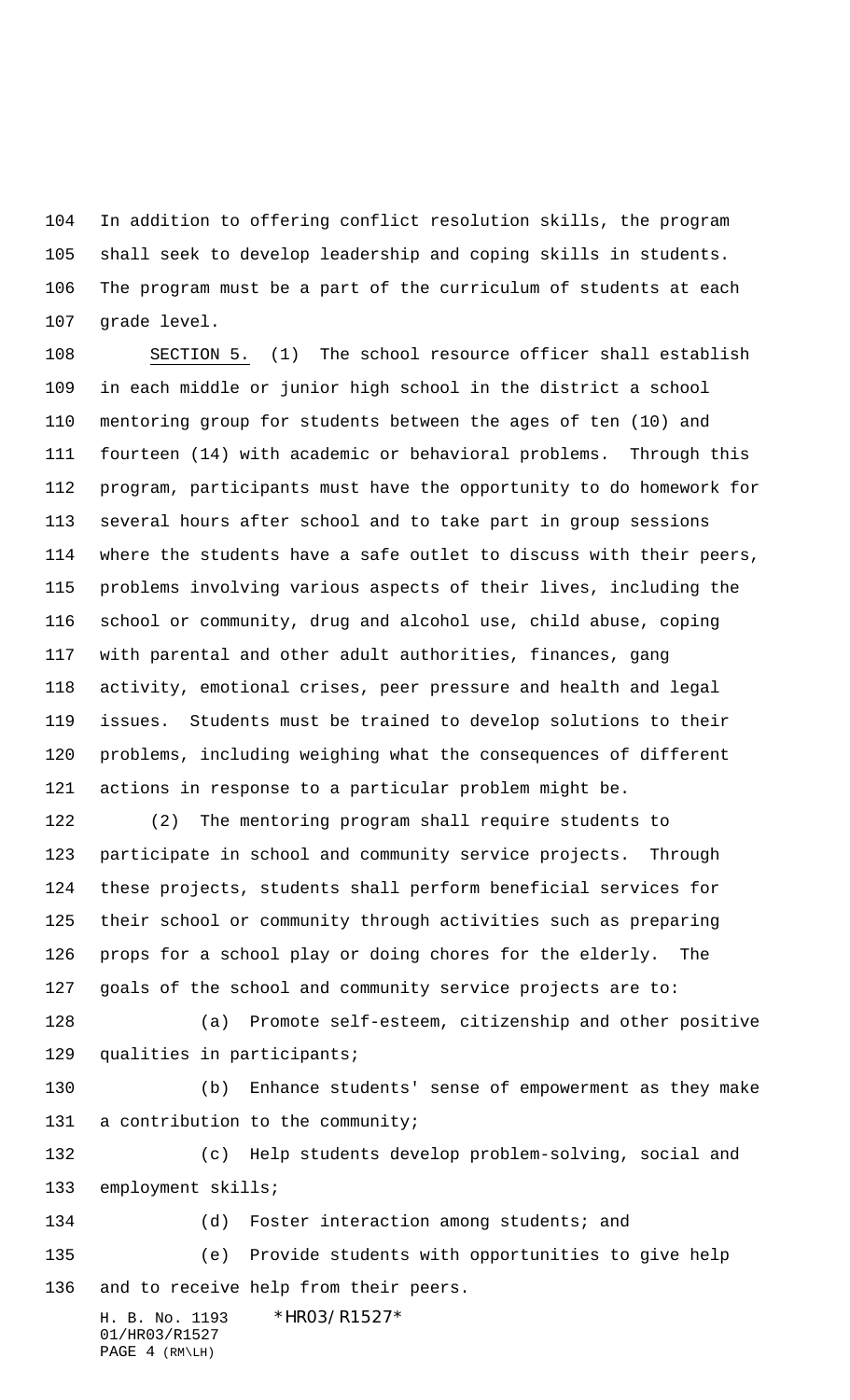In addition to offering conflict resolution skills, the program shall seek to develop leadership and coping skills in students. The program must be a part of the curriculum of students at each grade level.

SECTION 5. (1) The school resource officer shall establish in each middle or junior high school in the district a school mentoring group for students between the ages of ten (10) and fourteen (14) with academic or behavioral problems. Through this program, participants must have the opportunity to do homework for several hours after school and to take part in group sessions where the students have a safe outlet to discuss with their peers, problems involving various aspects of their lives, including the school or community, drug and alcohol use, child abuse, coping with parental and other adult authorities, finances, gang activity, emotional crises, peer pressure and health and legal issues. Students must be trained to develop solutions to their problems, including weighing what the consequences of different actions in response to a particular problem might be.

(2) The mentoring program shall require students to participate in school and community service projects. Through these projects, students shall perform beneficial services for their school or community through activities such as preparing props for a school play or doing chores for the elderly. The goals of the school and community service projects are to:

(a) Promote self-esteem, citizenship and other positive qualities in participants;

(b) Enhance students' sense of empowerment as they make a contribution to the community;

(c) Help students develop problem-solving, social and employment skills;

(d) Foster interaction among students; and

(e) Provide students with opportunities to give help and to receive help from their peers.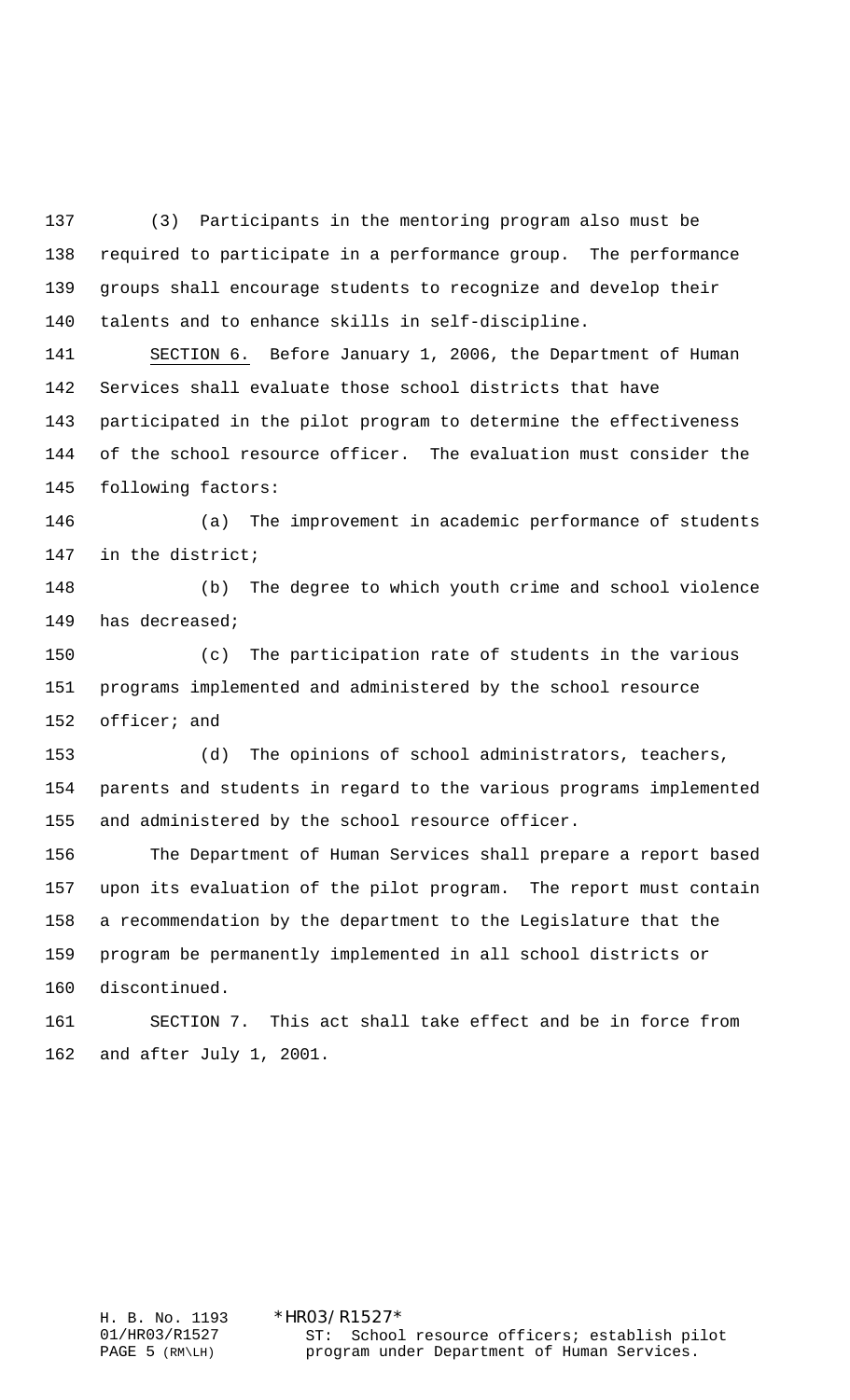(3) Participants in the mentoring program also must be required to participate in a performance group. The performance groups shall encourage students to recognize and develop their talents and to enhance skills in self-discipline.

SECTION 6. Before January 1, 2006, the Department of Human Services shall evaluate those school districts that have participated in the pilot program to determine the effectiveness of the school resource officer. The evaluation must consider the following factors:

(a) The improvement in academic performance of students in the district;

(b) The degree to which youth crime and school violence has decreased;

(c) The participation rate of students in the various programs implemented and administered by the school resource officer; and

(d) The opinions of school administrators, teachers, parents and students in regard to the various programs implemented and administered by the school resource officer.

The Department of Human Services shall prepare a report based upon its evaluation of the pilot program. The report must contain a recommendation by the department to the Legislature that the program be permanently implemented in all school districts or discontinued.

SECTION 7. This act shall take effect and be in force from and after July 1, 2001.